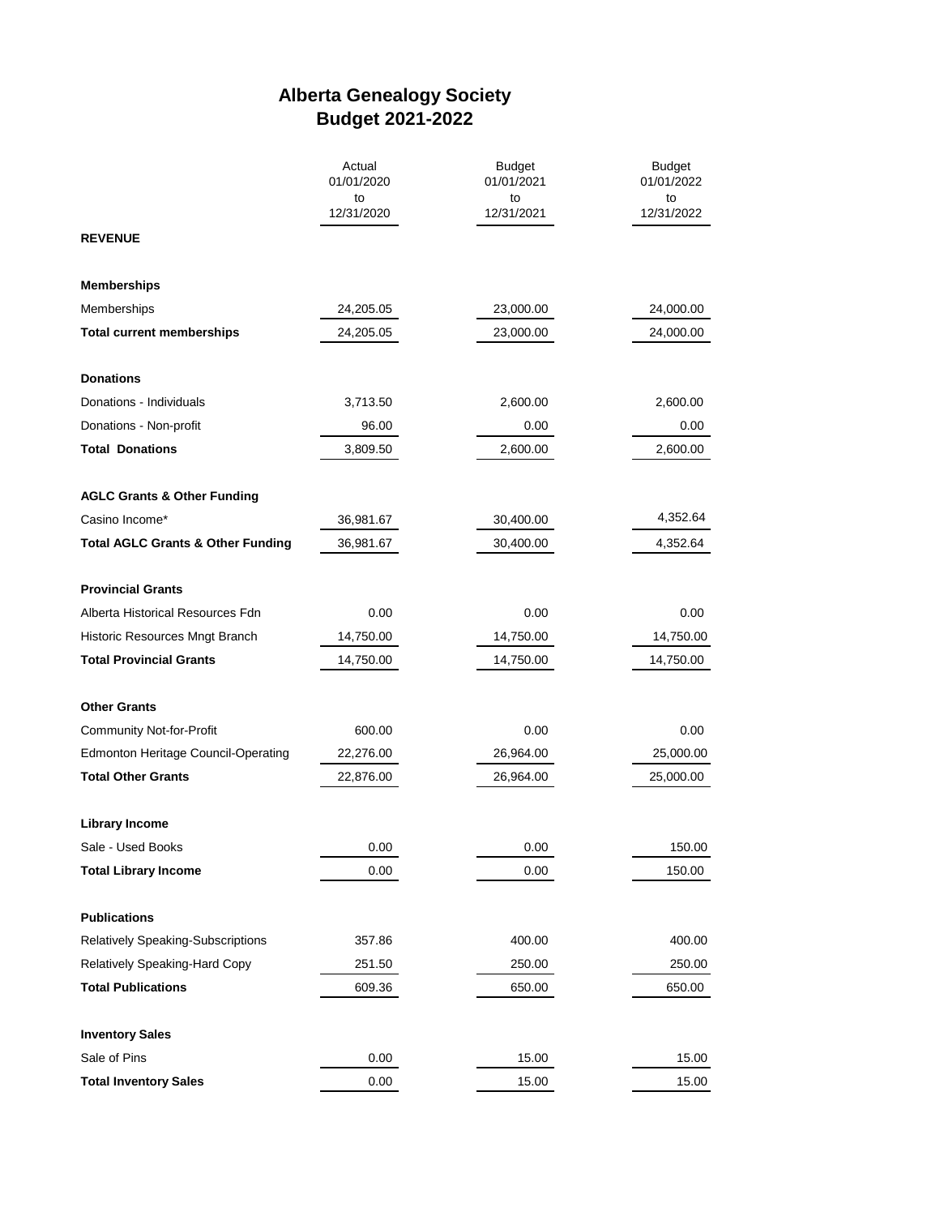# Alberta Genealogy Society
## Budget 2021-2022

| | Actual 01/01/2020 to 12/31/2020 | Budget 01/01/2021 to 12/31/2021 | Budget 01/01/2022 to 12/31/2022 |
|---|---|---|---|
| **REVENUE** | | | |
| **Memberships** | | | |
| Memberships | 24,205.05 | 23,000.00 | 24,000.00 |
| **Total current memberships** | 24,205.05 | 23,000.00 | 24,000.00 |
| **Donations** | | | |
| Donations - Individuals | 3,713.50 | 2,600.00 | 2,600.00 |
| Donations - Non-profit | 96.00 | 0.00 | 0.00 |
| **Total Donations** | 3,809.50 | 2,600.00 | 2,600.00 |
| **AGLC Grants & Other Funding** | | | |
| Casino Income* | 36,981.67 | 30,400.00 | 4,352.64 |
| **Total AGLC Grants & Other Funding** | 36,981.67 | 30,400.00 | 4,352.64 |
| **Provincial Grants** | | | |
| Alberta Historical Resources Fdn | 0.00 | 0.00 | 0.00 |
| Historic Resources Mngt Branch | 14,750.00 | 14,750.00 | 14,750.00 |
| **Total Provincial Grants** | 14,750.00 | 14,750.00 | 14,750.00 |
| **Other Grants** | | | |
| Community Not-for-Profit | 600.00 | 0.00 | 0.00 |
| Edmonton Heritage Council-Operating | 22,276.00 | 26,964.00 | 25,000.00 |
| **Total Other Grants** | 22,876.00 | 26,964.00 | 25,000.00 |
| **Library Income** | | | |
| Sale - Used Books | 0.00 | 0.00 | 150.00 |
| **Total Library Income** | 0.00 | 0.00 | 150.00 |
| **Publications** | | | |
| Relatively Speaking-Subscriptions | 357.86 | 400.00 | 400.00 |
| Relatively Speaking-Hard Copy | 251.50 | 250.00 | 250.00 |
| **Total Publications** | 609.36 | 650.00 | 650.00 |
| **Inventory Sales** | | | |
| Sale of Pins | 0.00 | 15.00 | 15.00 |
| **Total Inventory Sales** | 0.00 | 15.00 | 15.00 |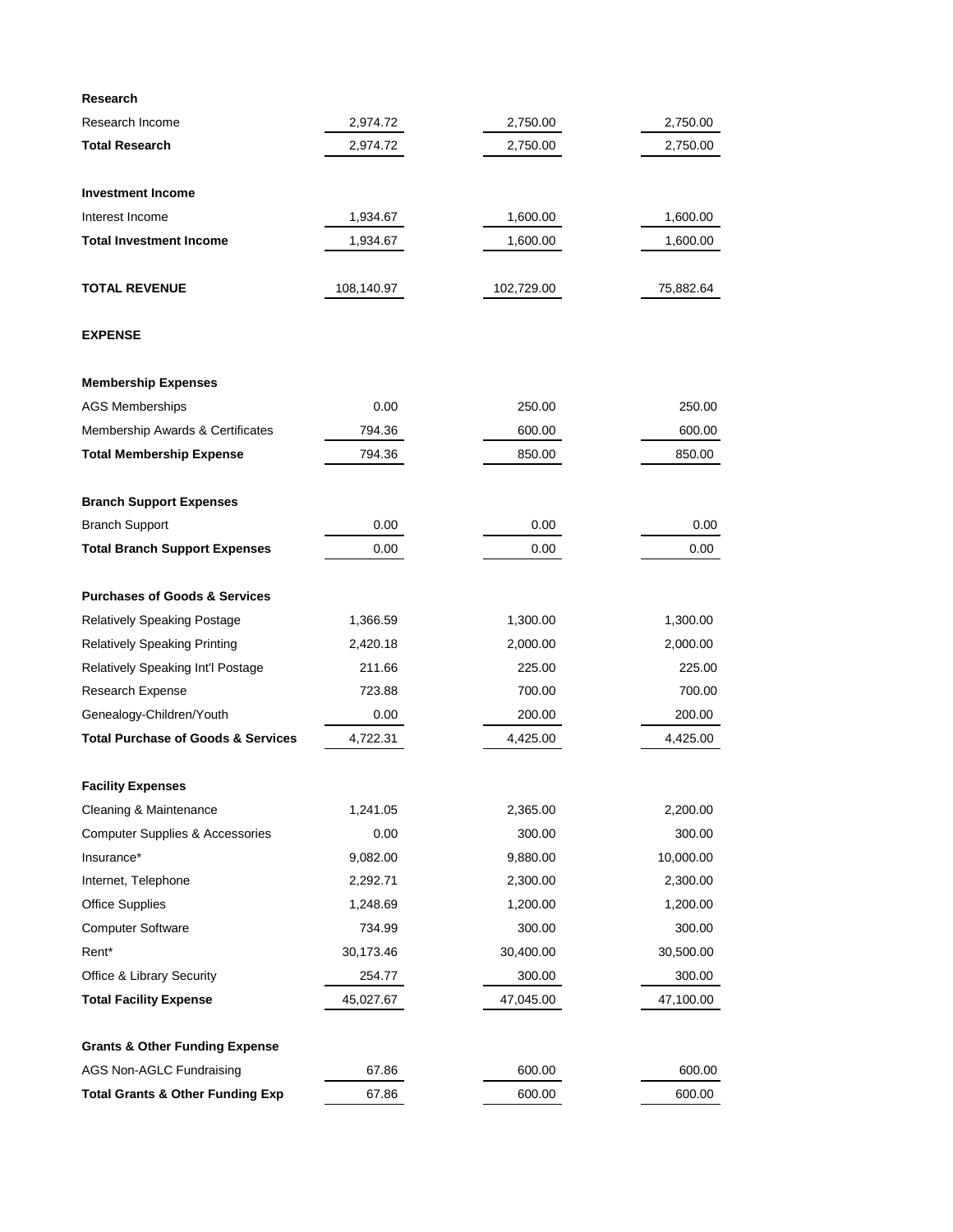| | | | |
|---|---|---|---|
| **Research** | | | |
| Research Income | 2,974.72 | 2,750.00 | 2,750.00 |
| **Total Research** | 2,974.72 | 2,750.00 | 2,750.00 |
| | | | |
| **Investment Income** | | | |
| Interest Income | 1,934.67 | 1,600.00 | 1,600.00 |
| **Total Investment Income** | 1,934.67 | 1,600.00 | 1,600.00 |
| | | | |
| **TOTAL REVENUE** | 108,140.97 | 102,729.00 | 75,882.64 |
| | | | |
| **EXPENSE** | | | |
| | | | |
| **Membership Expenses** | | | |
| AGS Memberships | 0.00 | 250.00 | 250.00 |
| Membership Awards & Certificates | 794.36 | 600.00 | 600.00 |
| **Total Membership Expense** | 794.36 | 850.00 | 850.00 |
| | | | |
| **Branch Support Expenses** | | | |
| Branch Support | 0.00 | 0.00 | 0.00 |
| **Total Branch Support Expenses** | 0.00 | 0.00 | 0.00 |
| | | | |
| **Purchases of Goods & Services** | | | |
| Relatively Speaking Postage | 1,366.59 | 1,300.00 | 1,300.00 |
| Relatively Speaking Printing | 2,420.18 | 2,000.00 | 2,000.00 |
| Relatively Speaking Int'l Postage | 211.66 | 225.00 | 225.00 |
| Research Expense | 723.88 | 700.00 | 700.00 |
| Genealogy-Children/Youth | 0.00 | 200.00 | 200.00 |
| **Total Purchase of Goods & Services** | 4,722.31 | 4,425.00 | 4,425.00 |
| | | | |
| **Facility Expenses** | | | |
| Cleaning & Maintenance | 1,241.05 | 2,365.00 | 2,200.00 |
| Computer Supplies & Accessories | 0.00 | 300.00 | 300.00 |
| Insurance* | 9,082.00 | 9,880.00 | 10,000.00 |
| Internet, Telephone | 2,292.71 | 2,300.00 | 2,300.00 |
| Office Supplies | 1,248.69 | 1,200.00 | 1,200.00 |
| Computer Software | 734.99 | 300.00 | 300.00 |
| Rent* | 30,173.46 | 30,400.00 | 30,500.00 |
| Office & Library Security | 254.77 | 300.00 | 300.00 |
| **Total Facility Expense** | 45,027.67 | 47,045.00 | 47,100.00 |
| | | | |
| **Grants & Other Funding Expense** | | | |
| AGS Non-AGLC Fundraising | 67.86 | 600.00 | 600.00 |
| **Total Grants & Other Funding Exp** | 67.86 | 600.00 | 600.00 |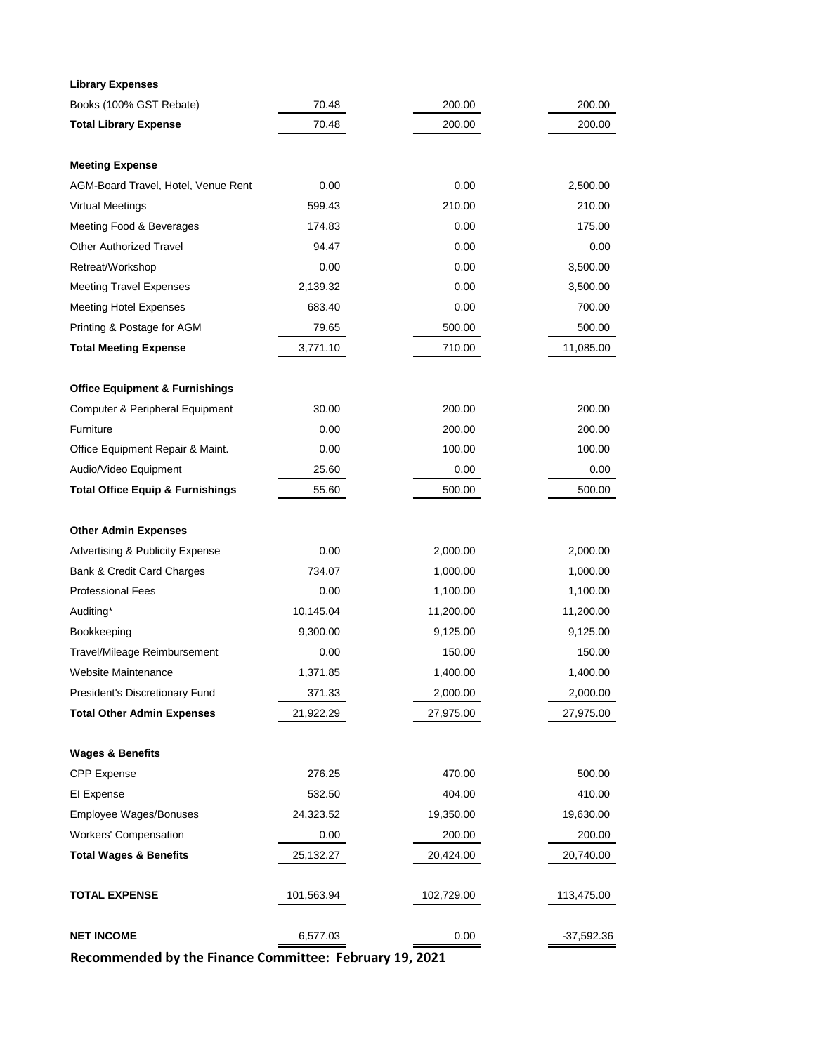| | | | |
|---|---|---|---|
| **Library Expenses** | | | |
| Books (100% GST Rebate) | 70.48 | 200.00 | 200.00 |
| **Total Library Expense** | 70.48 | 200.00 | 200.00 |
| | | | |
| **Meeting Expense** | | | |
| AGM-Board Travel, Hotel, Venue Rent | 0.00 | 0.00 | 2,500.00 |
| Virtual Meetings | 599.43 | 210.00 | 210.00 |
| Meeting Food & Beverages | 174.83 | 0.00 | 175.00 |
| Other Authorized Travel | 94.47 | 0.00 | 0.00 |
| Retreat/Workshop | 0.00 | 0.00 | 3,500.00 |
| Meeting Travel Expenses | 2,139.32 | 0.00 | 3,500.00 |
| Meeting Hotel Expenses | 683.40 | 0.00 | 700.00 |
| Printing & Postage for AGM | 79.65 | 500.00 | 500.00 |
| **Total Meeting Expense** | 3,771.10 | 710.00 | 11,085.00 |
| | | | |
| **Office Equipment & Furnishings** | | | |
| Computer & Peripheral Equipment | 30.00 | 200.00 | 200.00 |
| Furniture | 0.00 | 200.00 | 200.00 |
| Office Equipment Repair & Maint. | 0.00 | 100.00 | 100.00 |
| Audio/Video Equipment | 25.60 | 0.00 | 0.00 |
| **Total Office Equip & Furnishings** | 55.60 | 500.00 | 500.00 |
| | | | |
| **Other Admin Expenses** | | | |
| Advertising & Publicity Expense | 0.00 | 2,000.00 | 2,000.00 |
| Bank & Credit Card Charges | 734.07 | 1,000.00 | 1,000.00 |
| Professional Fees | 0.00 | 1,100.00 | 1,100.00 |
| Auditing* | 10,145.04 | 11,200.00 | 11,200.00 |
| Bookkeeping | 9,300.00 | 9,125.00 | 9,125.00 |
| Travel/Mileage Reimbursement | 0.00 | 150.00 | 150.00 |
| Website Maintenance | 1,371.85 | 1,400.00 | 1,400.00 |
| President's Discretionary Fund | 371.33 | 2,000.00 | 2,000.00 |
| **Total Other Admin Expenses** | 21,922.29 | 27,975.00 | 27,975.00 |
| | | | |
| **Wages & Benefits** | | | |
| CPP Expense | 276.25 | 470.00 | 500.00 |
| EI Expense | 532.50 | 404.00 | 410.00 |
| Employee Wages/Bonuses | 24,323.52 | 19,350.00 | 19,630.00 |
| Workers' Compensation | 0.00 | 200.00 | 200.00 |
| **Total Wages & Benefits** | 25,132.27 | 20,424.00 | 20,740.00 |
| | | | |
| **TOTAL EXPENSE** | 101,563.94 | 102,729.00 | 113,475.00 |
| | | | |
| **NET INCOME** | 6,577.03 | 0.00 | -37,592.36 |

**Recommended by the Finance Committee: February 19, 2021**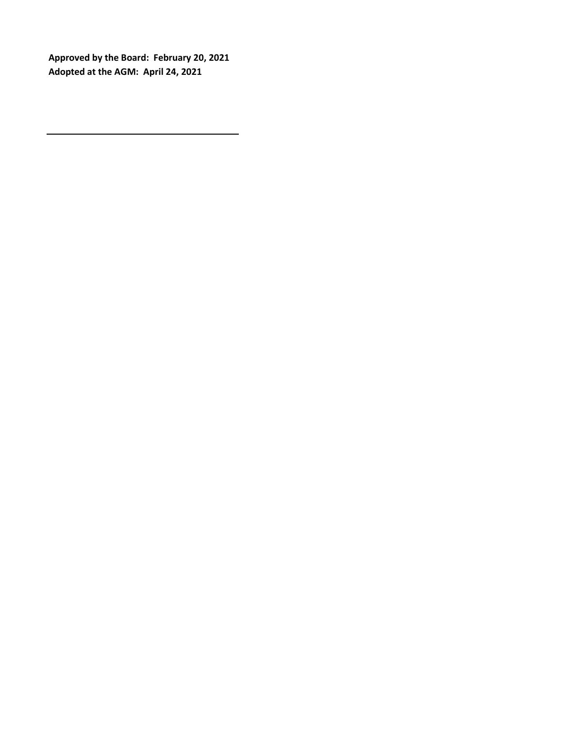**Approved by the Board: February 20, 2021**
**Adopted at the AGM: April 24, 2021**

______________________________________